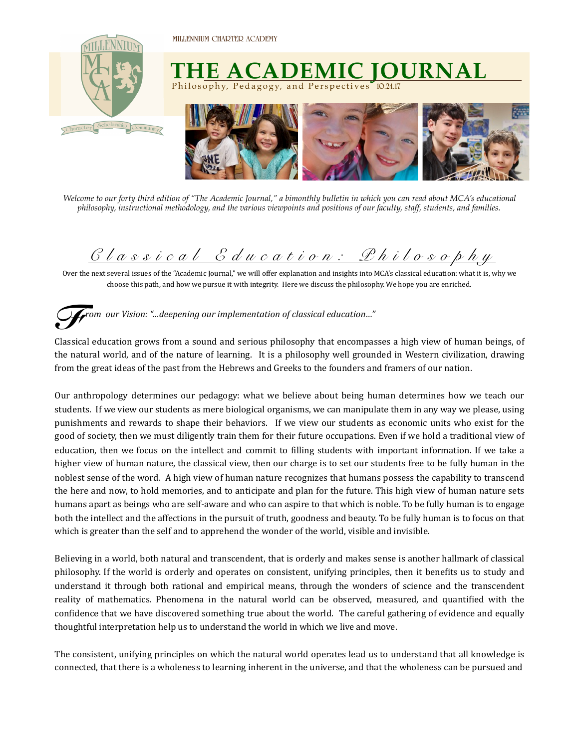MILLENNIUM CHARTER ACADEMY

# THE ACADEMIC JOURNAL

Philosophy, Pedagogy, and Perspectives 10.24.17

*Welcome to our forty third edition of "The Academic Journal," a bimonthly bulletin in which you can read about MCA's educational philosophy, instructional methodology, and the various viewpoints and positions of our faculty, staff, students, and families.*

## Classical Education: Philosophy

Over the next several issues of the "Academic Journal," we will offer explanation and insights into MCA's classical education: what it is, why we choose this path, and how we pursue it with integrity. Here we discuss the philosophy. We hope you are enriched.

*From our Vision: "...deepening our implementation of classical education..."*

Classical education grows from a sound and serious philosophy that encompasses a high view of human beings, of the natural world, and of the nature of learning. It is a philosophy well grounded in Western civilization, drawing from the great ideas of the past from the Hebrews and Greeks to the founders and framers of our nation.

Our anthropology determines our pedagogy: what we believe about being human determines how we teach our students. If we view our students as mere biological organisms, we can manipulate them in any way we please, using punishments and rewards to shape their behaviors. If we view our students as economic units who exist for the good of society, then we must diligently train them for their future occupations. Even if we hold a traditional view of education, then we focus on the intellect and commit to filling students with important information. If we take a higher view of human nature, the classical view, then our charge is to set our students free to be fully human in the noblest sense of the word. A high view of human nature recognizes that humans possess the capability to transcend the here and now, to hold memories, and to anticipate and plan for the future. This high view of human nature sets humans apart as beings who are self-aware and who can aspire to that which is noble. To be fully human is to engage both the intellect and the affections in the pursuit of truth, goodness and beauty. To be fully human is to focus on that which is greater than the self and to apprehend the wonder of the world, visible and invisible.

Believing in a world, both natural and transcendent, that is orderly and makes sense is another hallmark of classical philosophy. If the world is orderly and operates on consistent, unifying principles, then it benefits us to study and understand it through both rational and empirical means, through the wonders of science and the transcendent reality of mathematics. Phenomena in the natural world can be observed, measured, and quantified with the confidence that we have discovered something true about the world. The careful gathering of evidence and equally thoughtful interpretation help us to understand the world in which we live and move.

The consistent, unifying principles on which the natural world operates lead us to understand that all knowledge is connected, that there is a wholeness to learning inherent in the universe, and that the wholeness can be pursued and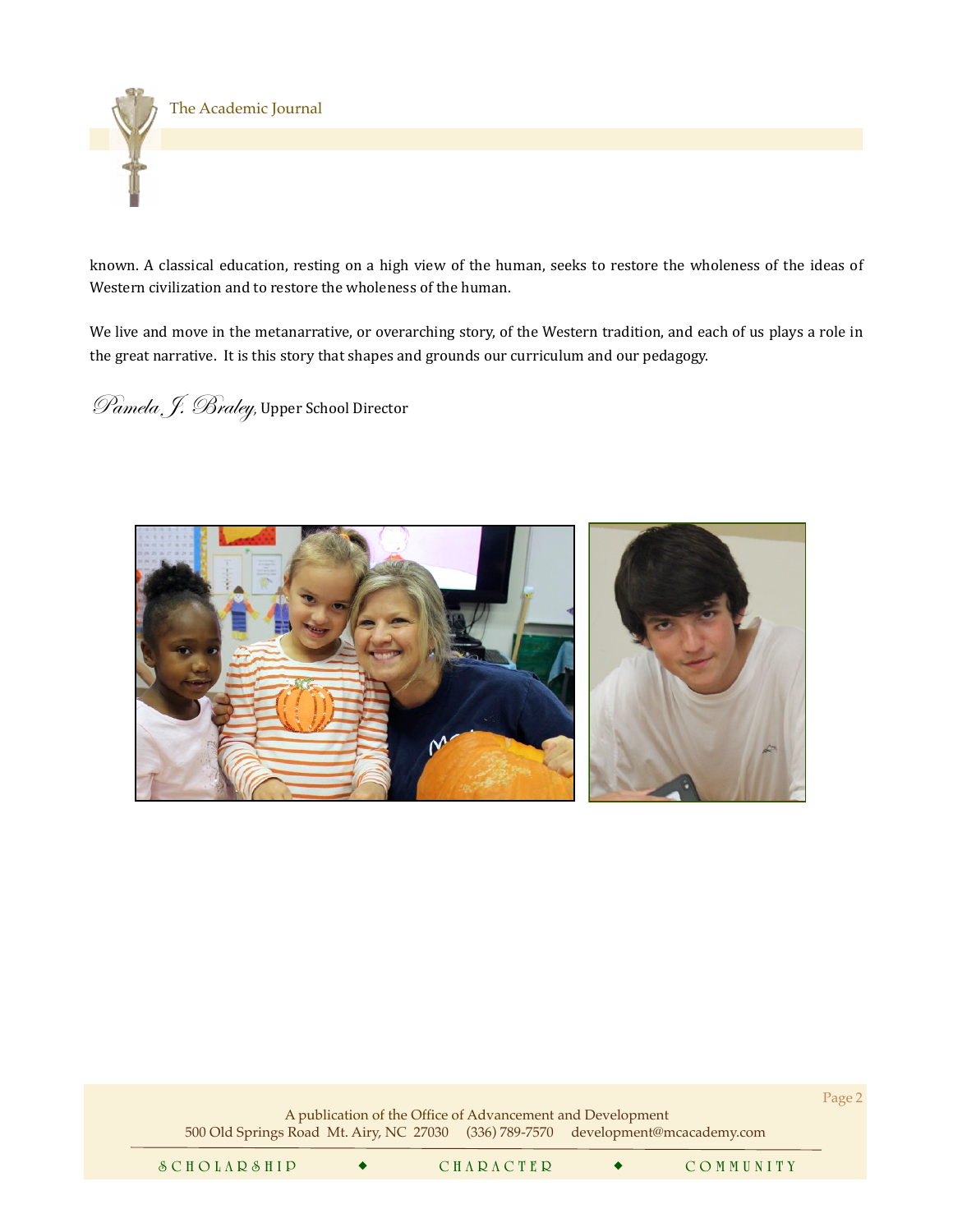known. A classical education, resting on a high view of the human, seeks to restore the wholeness of the ideas of Western civilization and to restore the wholeness of the human.

We live and move in the metanarrative, or overarching story, of the Western tradition, and each of us plays a role in the great narrative. It is this story that shapes and grounds our curriculum and our pedagogy.

*Pamela J. Braley*, Upper School Director